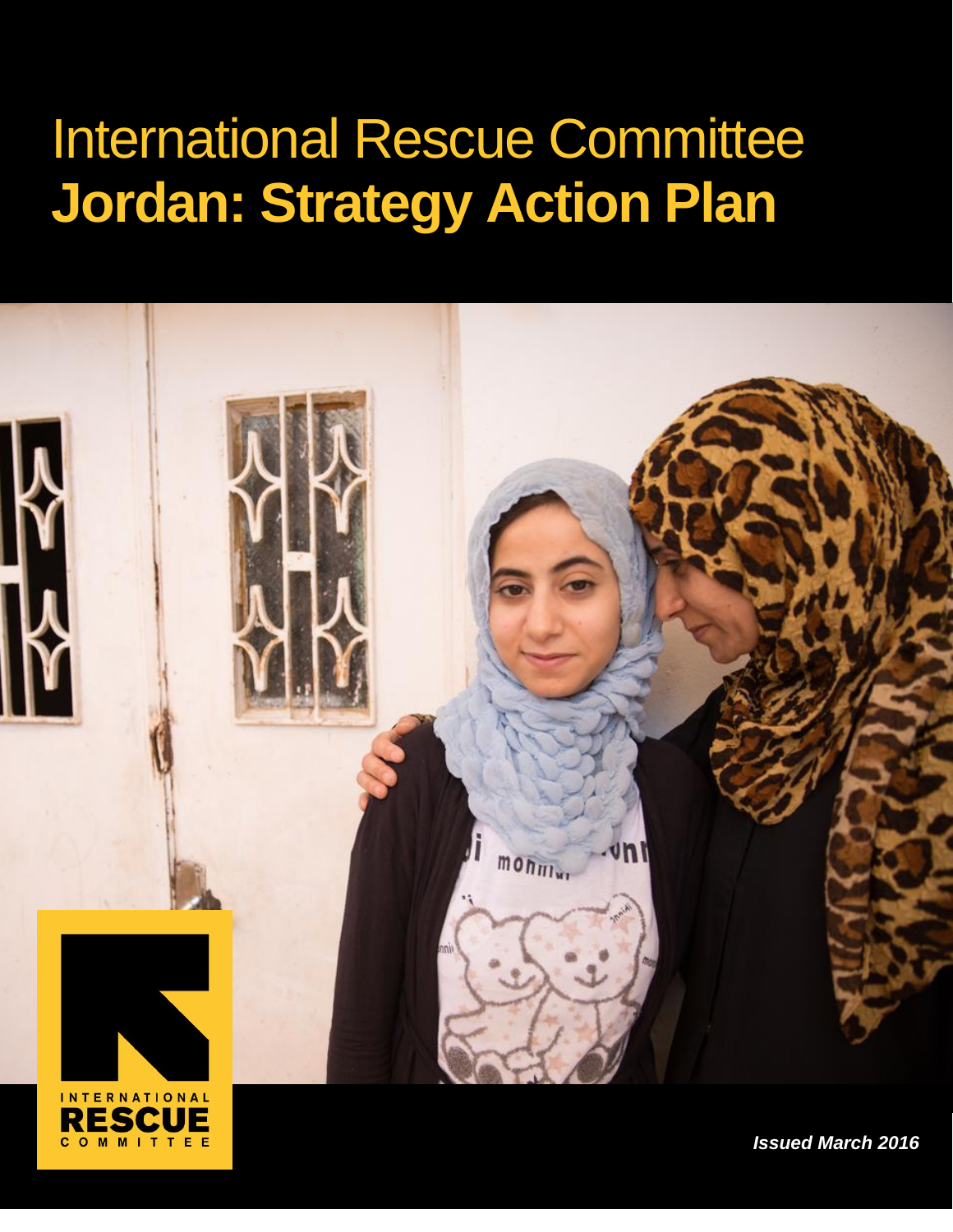# International Rescue Committee
# **Jordan: Strategy Action Plan**

INTERNATIONAL RESCUE COMMITTEE

***Issued March 2016***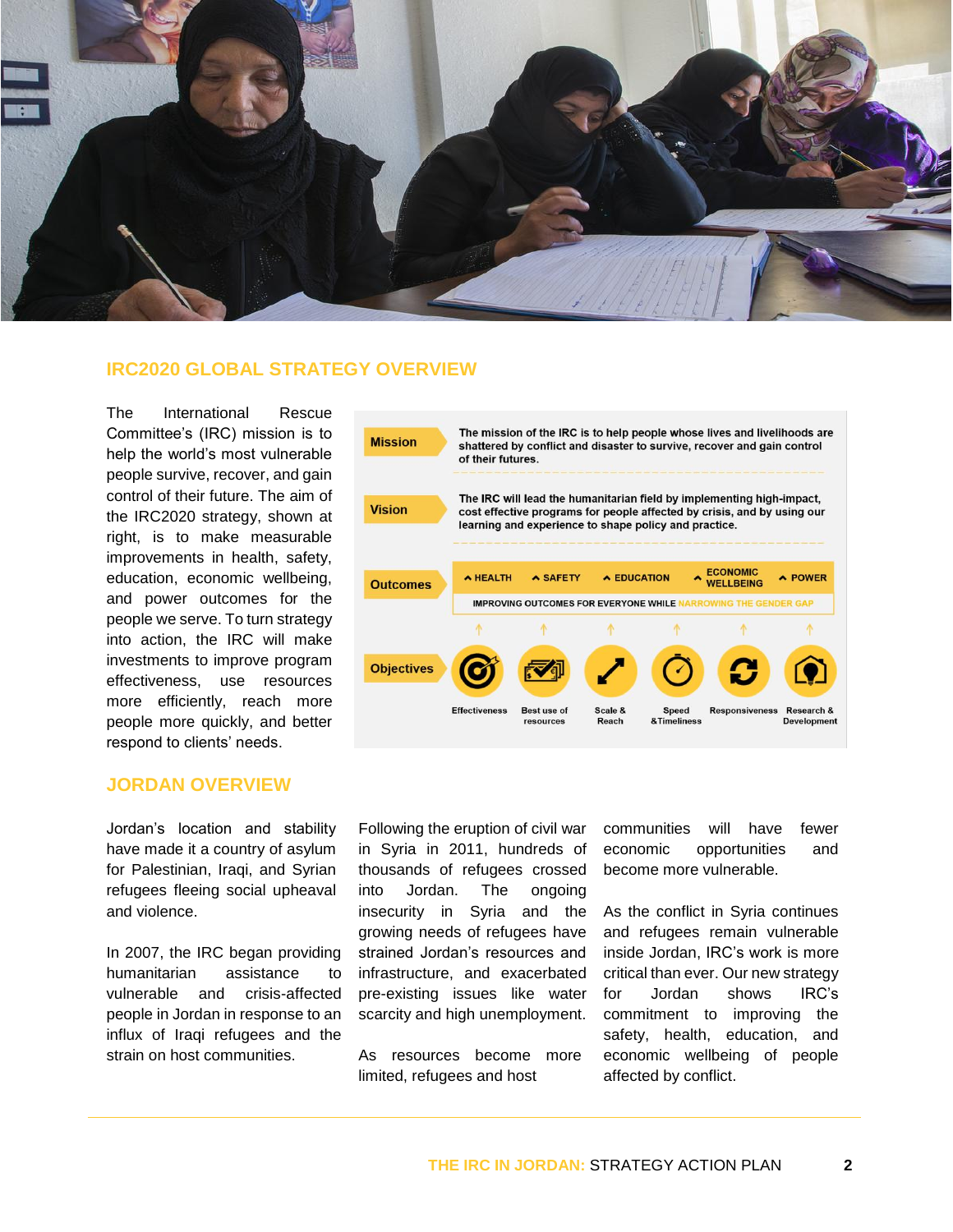## IRC2020 GLOBAL STRATEGY OVERVIEW

The International Rescue Committee's (IRC) mission is to help the world's most vulnerable people survive, recover, and gain control of their future. The aim of the IRC2020 strategy, shown at right, is to make measurable improvements in health, safety, education, economic wellbeing, and power outcomes for the people we serve. To turn strategy into action, the IRC will make investments to improve program effectiveness, use resources more efficiently, reach more people more quickly, and better respond to clients' needs.

| | |
|---|---|
| **Mission** | The mission of the IRC is to help people whose lives and livelihoods are shattered by conflict and disaster to survive, recover and gain control of their futures. |
| **Vision** | The IRC will lead the humanitarian field by implementing high-impact, cost effective programs for people affected by crisis, and by using our learning and experience to shape policy and practice. |
| **Outcomes** | ^ HEALTH · ^ SAFETY · ^ EDUCATION · ^ ECONOMIC WELLBEING · ^ POWER — IMPROVING OUTCOMES FOR EVERYONE WHILE NARROWING THE GENDER GAP |
| **Objectives** | Effectiveness · Best use of resources · Scale & Reach · Speed &Timeliness · Responsiveness · Research & Development |

## JORDAN OVERVIEW

Jordan's location and stability have made it a country of asylum for Palestinian, Iraqi, and Syrian refugees fleeing social upheaval and violence.

In 2007, the IRC began providing humanitarian assistance to vulnerable and crisis-affected people in Jordan in response to an influx of Iraqi refugees and the strain on host communities.

Following the eruption of civil war in Syria in 2011, hundreds of thousands of refugees crossed into Jordan. The ongoing insecurity in Syria and the growing needs of refugees have strained Jordan's resources and infrastructure, and exacerbated pre-existing issues like water scarcity and high unemployment.

As resources become more limited, refugees and host communities will have fewer economic opportunities and become more vulnerable.

As the conflict in Syria continues and refugees remain vulnerable inside Jordan, IRC's work is more critical than ever. Our new strategy for Jordan shows IRC's commitment to improving the safety, health, education, and economic wellbeing of people affected by conflict.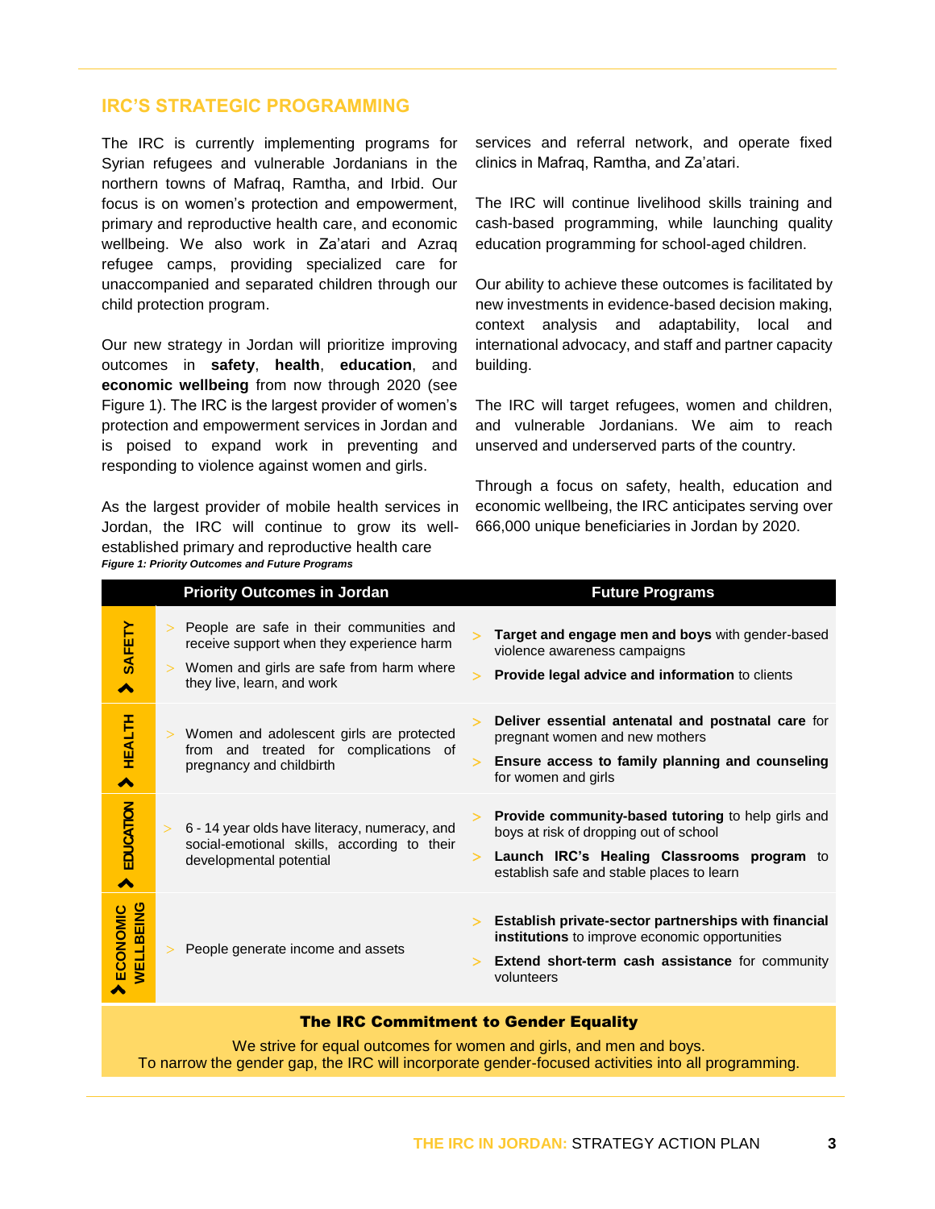## IRC'S STRATEGIC PROGRAMMING

The IRC is currently implementing programs for Syrian refugees and vulnerable Jordanians in the northern towns of Mafraq, Ramtha, and Irbid. Our focus is on women's protection and empowerment, primary and reproductive health care, and economic wellbeing. We also work in Za'atari and Azraq refugee camps, providing specialized care for unaccompanied and separated children through our child protection program.

Our new strategy in Jordan will prioritize improving outcomes in **safety**, **health**, **education**, and **economic wellbeing** from now through 2020 (see Figure 1). The IRC is the largest provider of women's protection and empowerment services in Jordan and is poised to expand work in preventing and responding to violence against women and girls.

As the largest provider of mobile health services in Jordan, the IRC will continue to grow its well-established primary and reproductive health care services and referral network, and operate fixed clinics in Mafraq, Ramtha, and Za'atari.

The IRC will continue livelihood skills training and cash-based programming, while launching quality education programming for school-aged children.

Our ability to achieve these outcomes is facilitated by new investments in evidence-based decision making, context analysis and adaptability, local and international advocacy, and staff and partner capacity building.

The IRC will target refugees, women and children, and vulnerable Jordanians. We aim to reach unserved and underserved parts of the country.

Through a focus on safety, health, education and economic wellbeing, the IRC anticipates serving over 666,000 unique beneficiaries in Jordan by 2020.

***Figure 1: Priority Outcomes and Future Programs***

| | Priority Outcomes in Jordan | Future Programs |
|---|---|---|
| **SAFETY** | > People are safe in their communities and receive support when they experience harm<br>> Women and girls are safe from harm where they live, learn, and work | > **Target and engage men and boys** with gender-based violence awareness campaigns<br>> **Provide legal advice and information** to clients |
| **HEALTH** | > Women and adolescent girls are protected from and treated for complications of pregnancy and childbirth | > **Deliver essential antenatal and postnatal care** for pregnant women and new mothers<br>> **Ensure access to family planning and counseling** for women and girls |
| **EDUCATION** | > 6 - 14 year olds have literacy, numeracy, and social-emotional skills, according to their developmental potential | > **Provide community-based tutoring** to help girls and boys at risk of dropping out of school<br>> **Launch IRC's Healing Classrooms program** to establish safe and stable places to learn |
| **ECONOMIC WELLBEING** | > People generate income and assets | > **Establish private-sector partnerships with financial institutions** to improve economic opportunities<br>> **Extend short-term cash assistance** for community volunteers |

**The IRC Commitment to Gender Equality**

We strive for equal outcomes for women and girls, and men and boys.
To narrow the gender gap, the IRC will incorporate gender-focused activities into all programming.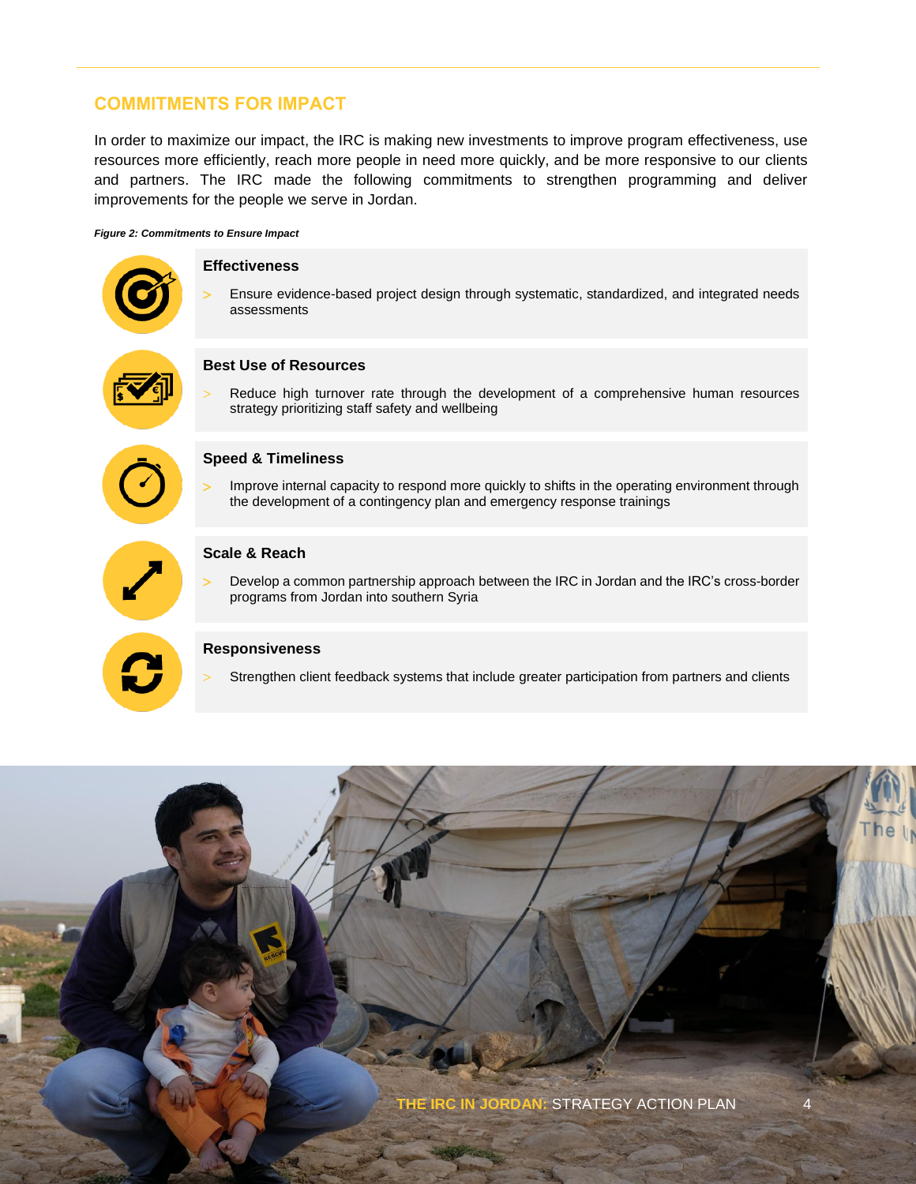## COMMITMENTS FOR IMPACT

In order to maximize our impact, the IRC is making new investments to improve program effectiveness, use resources more efficiently, reach more people in need more quickly, and be more responsive to our clients and partners. The IRC made the following commitments to strengthen programming and deliver improvements for the people we serve in Jordan.

***Figure 2: Commitments to Ensure Impact***

**Effectiveness**

- Ensure evidence-based project design through systematic, standardized, and integrated needs assessments

**Best Use of Resources**

- Reduce high turnover rate through the development of a comprehensive human resources strategy prioritizing staff safety and wellbeing

**Speed & Timeliness**

- Improve internal capacity to respond more quickly to shifts in the operating environment through the development of a contingency plan and emergency response trainings

**Scale & Reach**

- Develop a common partnership approach between the IRC in Jordan and the IRC's cross-border programs from Jordan into southern Syria

**Responsiveness**

- Strengthen client feedback systems that include greater participation from partners and clients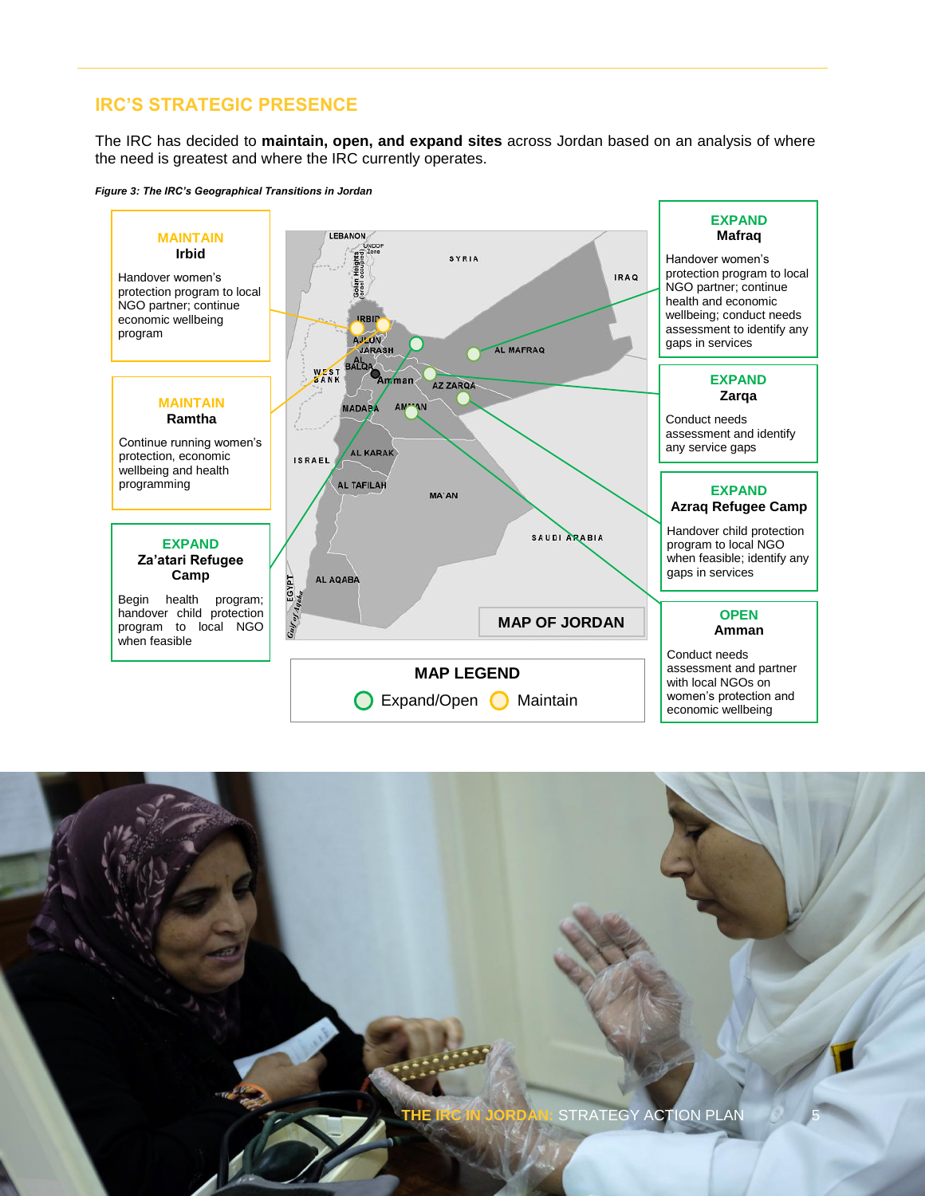## IRC'S STRATEGIC PRESENCE

The IRC has decided to **maintain, open, and expand sites** across Jordan based on an analysis of where the need is greatest and where the IRC currently operates.

***Figure 3: The IRC's Geographical Transitions in Jordan***

**MAINTAIN**
**Irbid**

Handover women's protection program to local NGO partner; continue economic wellbeing program

**MAINTAIN**
**Ramtha**

Continue running women's protection, economic wellbeing and health programming

**EXPAND**
**Za'atari Refugee Camp**

Begin health program; handover child protection program to local NGO when feasible

**EXPAND**
**Mafraq**

Handover women's protection program to local NGO partner; continue health and economic wellbeing; conduct needs assessment to identify any gaps in services

**EXPAND**
**Zarqa**

Conduct needs assessment and identify any service gaps

**EXPAND**
**Azraq Refugee Camp**

Handover child protection program to local NGO when feasible; identify any gaps in services

**OPEN**
**Amman**

Conduct needs assessment and partner with local NGOs on women's protection and economic wellbeing

**MAP OF JORDAN**

**MAP LEGEND**

Expand/Open — Maintain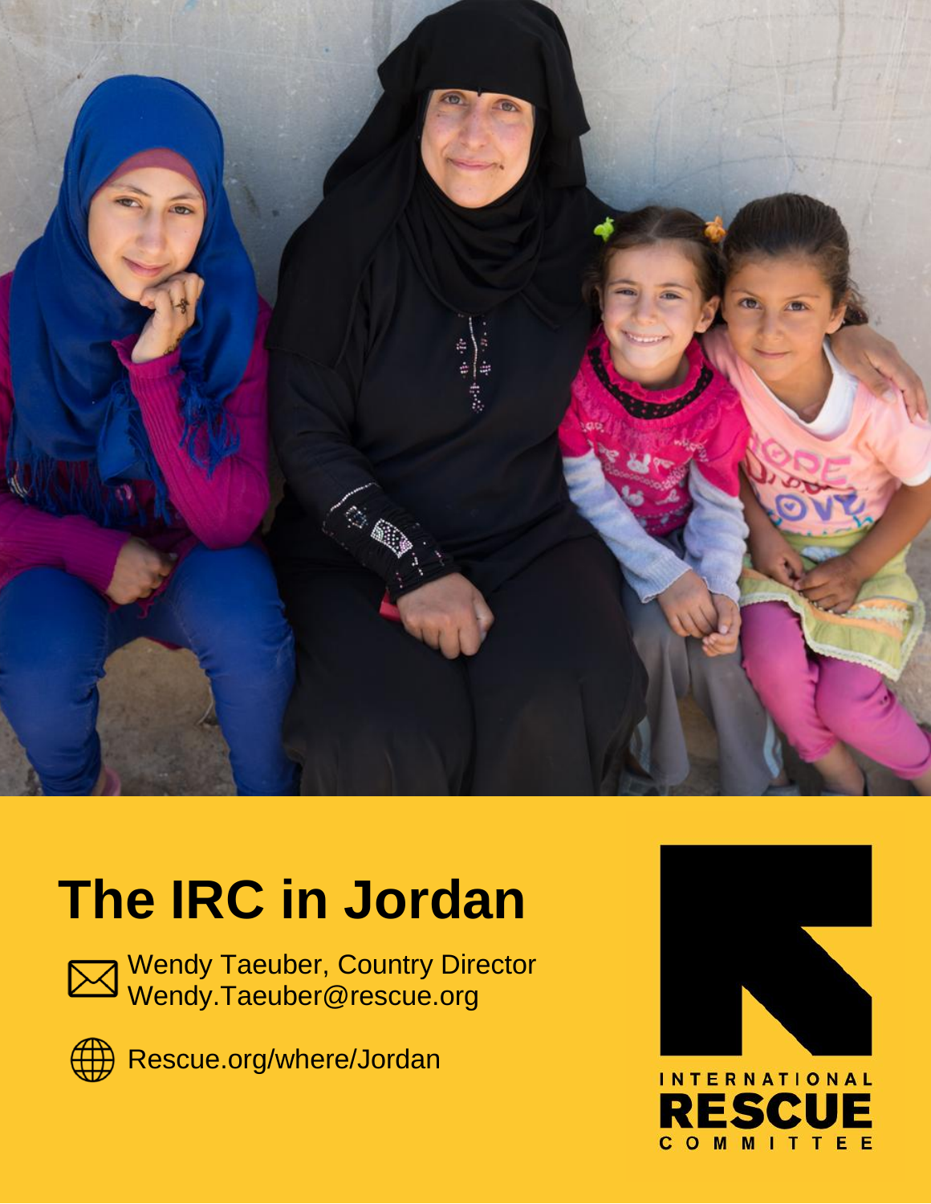# The IRC in Jordan

Wendy Taeuber, Country Director
Wendy.Taeuber@rescue.org

Rescue.org/where/Jordan

INTERNATIONAL
RESCUE
COMMITTEE